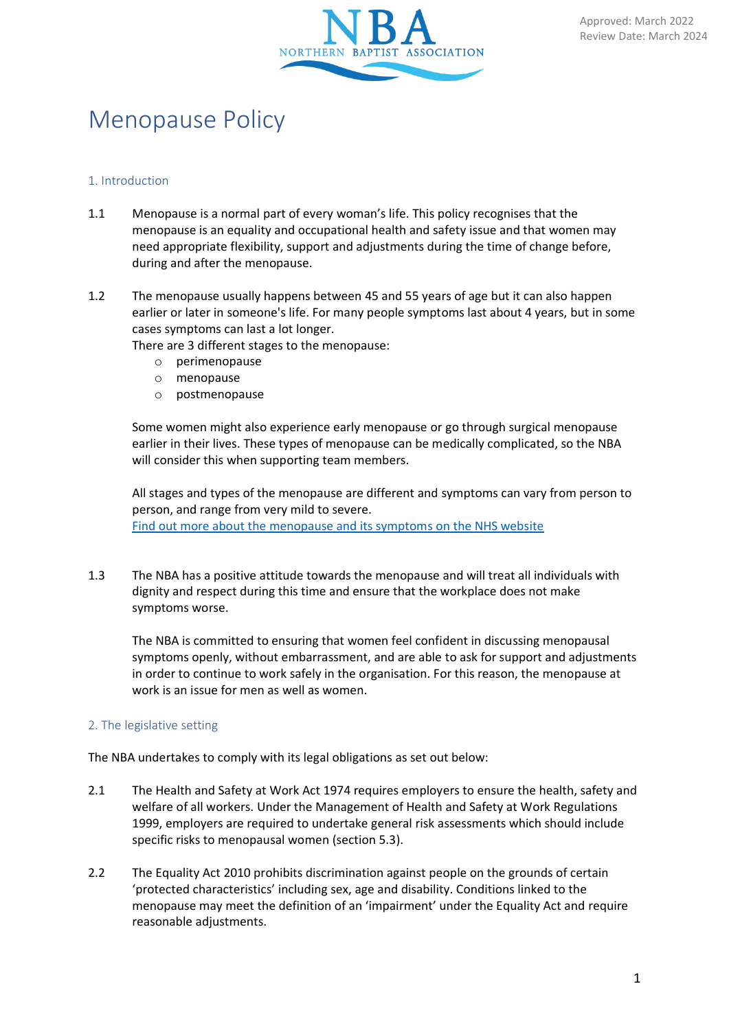Approved: March 2022
Review Date: March 2024

# Menopause Policy

## 1. Introduction

1.1 Menopause is a normal part of every woman's life. This policy recognises that the menopause is an equality and occupational health and safety issue and that women may need appropriate flexibility, support and adjustments during the time of change before, during and after the menopause.

1.2 The menopause usually happens between 45 and 55 years of age but it can also happen earlier or later in someone's life. For many people symptoms last about 4 years, but in some cases symptoms can last a lot longer.
There are 3 different stages to the menopause:

- perimenopause
- menopause
- postmenopause

Some women might also experience early menopause or go through surgical menopause earlier in their lives. These types of menopause can be medically complicated, so the NBA will consider this when supporting team members.

All stages and types of the menopause are different and symptoms can vary from person to person, and range from very mild to severe.
[Find out more about the menopause and its symptoms on the NHS website]

1.3 The NBA has a positive attitude towards the menopause and will treat all individuals with dignity and respect during this time and ensure that the workplace does not make symptoms worse.

The NBA is committed to ensuring that women feel confident in discussing menopausal symptoms openly, without embarrassment, and are able to ask for support and adjustments in order to continue to work safely in the organisation. For this reason, the menopause at work is an issue for men as well as women.

## 2. The legislative setting

The NBA undertakes to comply with its legal obligations as set out below:

2.1 The Health and Safety at Work Act 1974 requires employers to ensure the health, safety and welfare of all workers. Under the Management of Health and Safety at Work Regulations 1999, employers are required to undertake general risk assessments which should include specific risks to menopausal women (section 5.3).

2.2 The Equality Act 2010 prohibits discrimination against people on the grounds of certain 'protected characteristics' including sex, age and disability. Conditions linked to the menopause may meet the definition of an 'impairment' under the Equality Act and require reasonable adjustments.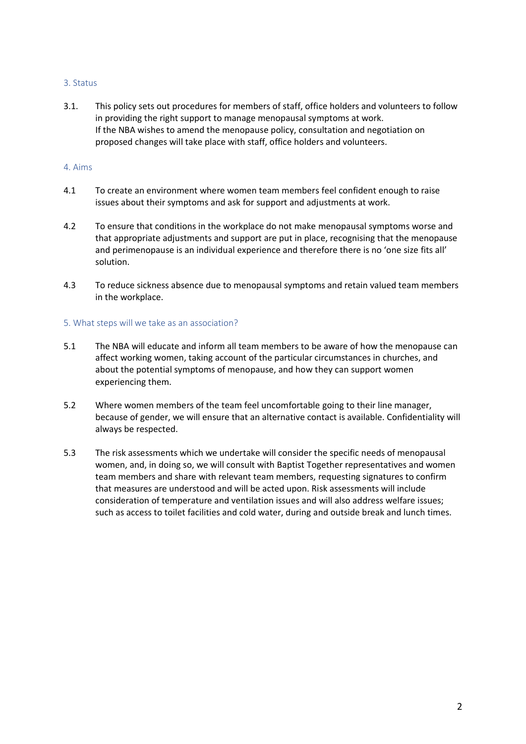## 3. Status

3.1. This policy sets out procedures for members of staff, office holders and volunteers to follow in providing the right support to manage menopausal symptoms at work. If the NBA wishes to amend the menopause policy, consultation and negotiation on proposed changes will take place with staff, office holders and volunteers.

## 4. Aims

4.1 To create an environment where women team members feel confident enough to raise issues about their symptoms and ask for support and adjustments at work.

4.2 To ensure that conditions in the workplace do not make menopausal symptoms worse and that appropriate adjustments and support are put in place, recognising that the menopause and perimenopause is an individual experience and therefore there is no 'one size fits all' solution.

4.3 To reduce sickness absence due to menopausal symptoms and retain valued team members in the workplace.

## 5. What steps will we take as an association?

5.1 The NBA will educate and inform all team members to be aware of how the menopause can affect working women, taking account of the particular circumstances in churches, and about the potential symptoms of menopause, and how they can support women experiencing them.

5.2 Where women members of the team feel uncomfortable going to their line manager, because of gender, we will ensure that an alternative contact is available. Confidentiality will always be respected.

5.3 The risk assessments which we undertake will consider the specific needs of menopausal women, and, in doing so, we will consult with Baptist Together representatives and women team members and share with relevant team members, requesting signatures to confirm that measures are understood and will be acted upon. Risk assessments will include consideration of temperature and ventilation issues and will also address welfare issues; such as access to toilet facilities and cold water, during and outside break and lunch times.